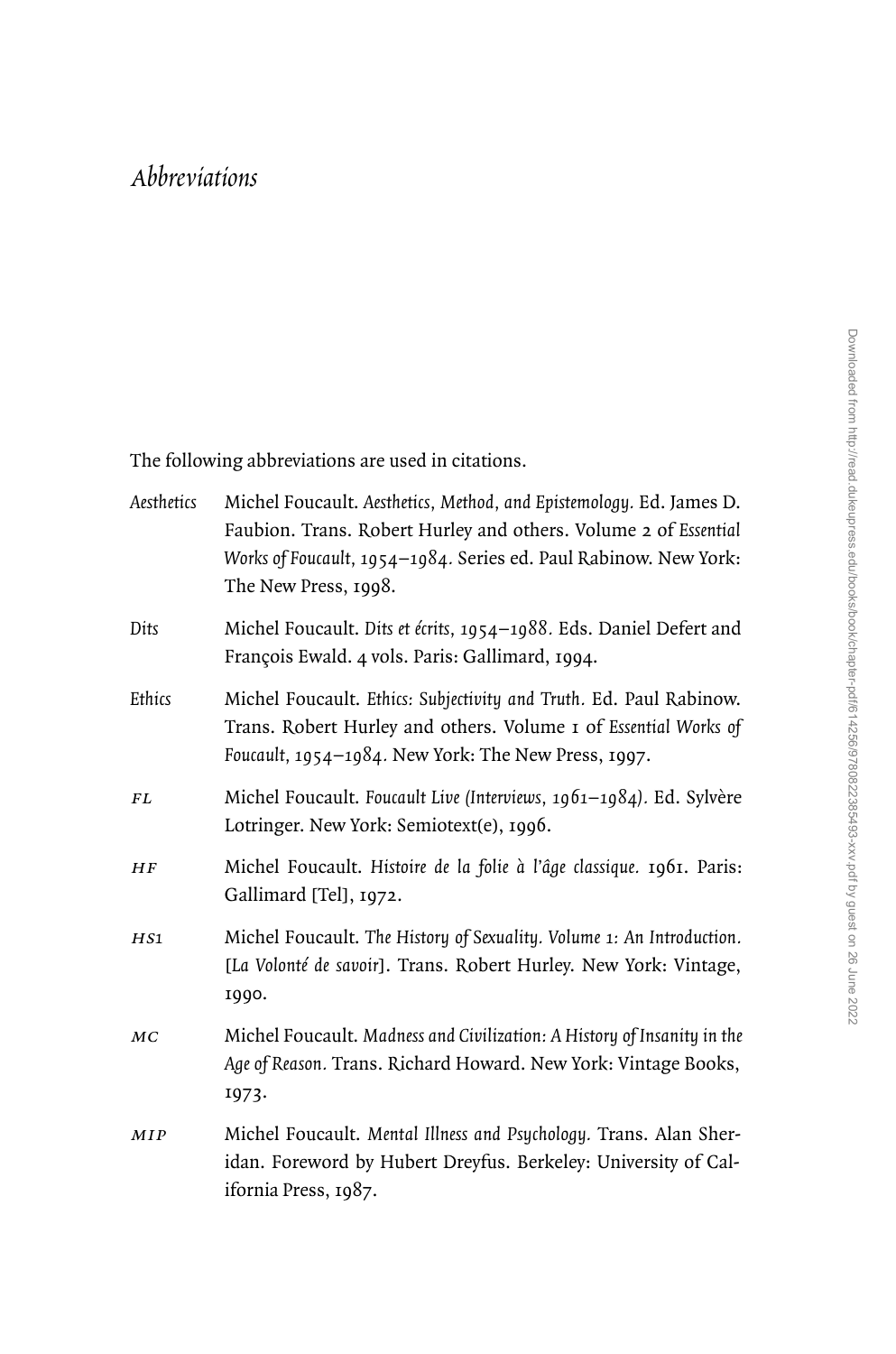# *Abbreviations*

The following abbreviations are used in citations.

*Aesthetics* Michel Foucault. *Aesthetics, Method, and Epistemology.* Ed. James D. Faubion. Trans. Robert Hurley and others. Volume 2 of *Essential Works of Foucault, 1954–1984.* Series ed. Paul Rabinow. New York: The New Press, 1998.

*Dits* Michel Foucault. *Dits et écrits, 1954–1988.* Eds. Daniel Defert and François Ewald. 4 vols. Paris: Gallimard, 1994.

*Ethics* Michel Foucault. *Ethics: Subjectivity and Truth.* Ed. Paul Rabinow. Trans. Robert Hurley and others. Volume 1 of *Essential Works of Foucault, 1954–1984.* New York: The New Press, 1997.

*FL* Michel Foucault. *Foucault Live (Interviews, 1961–1984).* Ed. Sylvère Lotringer. New York: Semiotext(e), 1996.

*HF* Michel Foucault. *Histoire de la folie à l'âge classique.* 1961. Paris: Gallimard [Tel], 1972.

*HS1* Michel Foucault. *The History of Sexuality. Volume 1: An Introduction.* [*La Volonté de savoir*]. Trans. Robert Hurley. New York: Vintage, 1990.

*MC* Michel Foucault. *Madness and Civilization: A History of Insanity in the Age of Reason.* Trans. Richard Howard. New York: Vintage Books, 1973.

*MIP* Michel Foucault. *Mental Illness and Psychology.* Trans. Alan Sheridan. Foreword by Hubert Dreyfus. Berkeley: University of California Press, 1987.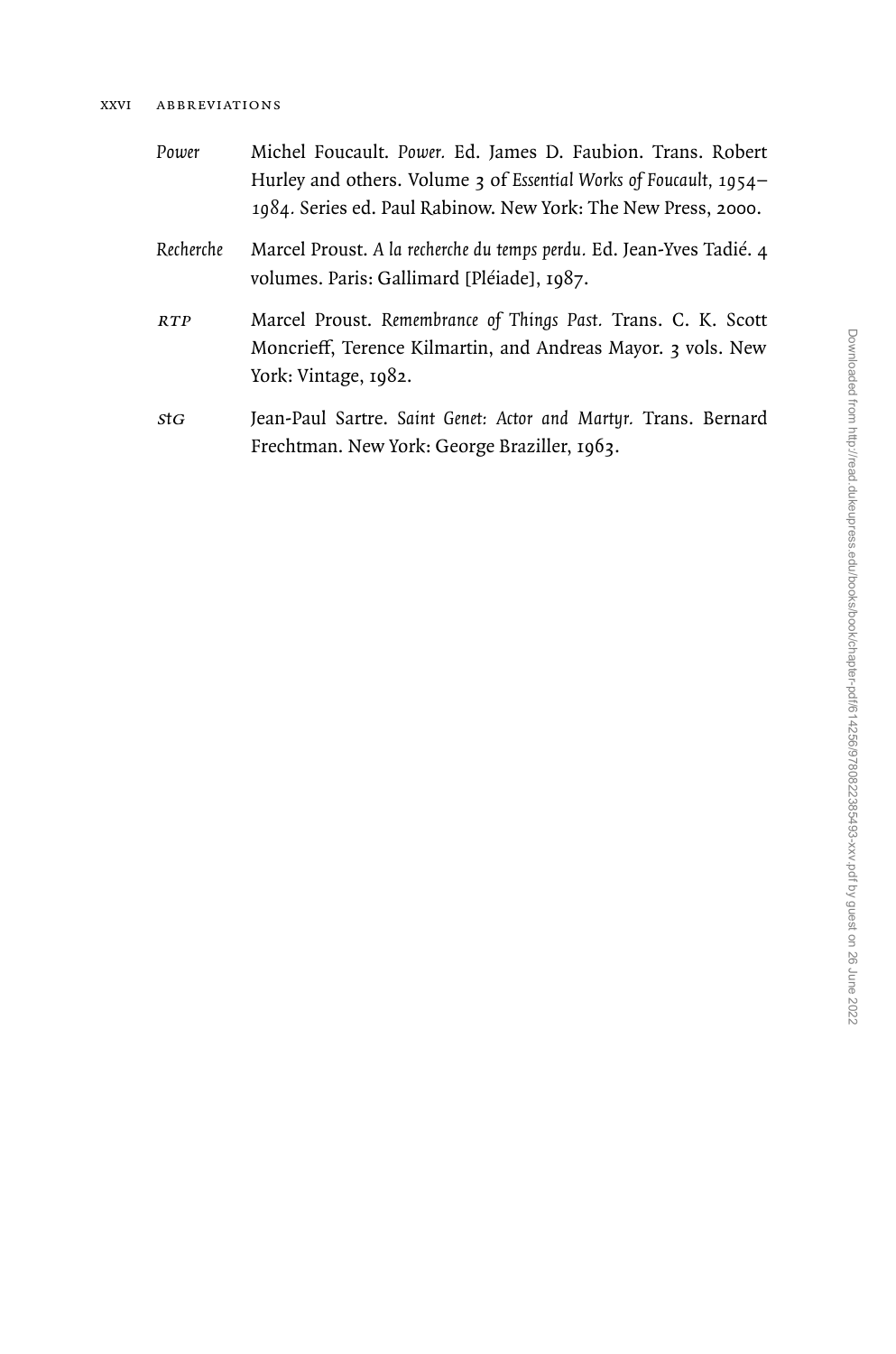*Power* Michel Foucault. *Power.* Ed. James D. Faubion. Trans. Robert Hurley and others. Volume 3 of *Essential Works of Foucault, 1954–1984.* Series ed. Paul Rabinow. New York: The New Press, 2000.

*Recherche* Marcel Proust. *A la recherche du temps perdu.* Ed. Jean-Yves Tadié. 4 volumes. Paris: Gallimard [Pléiade], 1987.

*RTP* Marcel Proust. *Remembrance of Things Past.* Trans. C. K. Scott Moncrieff, Terence Kilmartin, and Andreas Mayor. 3 vols. New York: Vintage, 1982.

*StG* Jean-Paul Sartre. *Saint Genet: Actor and Martyr.* Trans. Bernard Frechtman. New York: George Braziller, 1963.